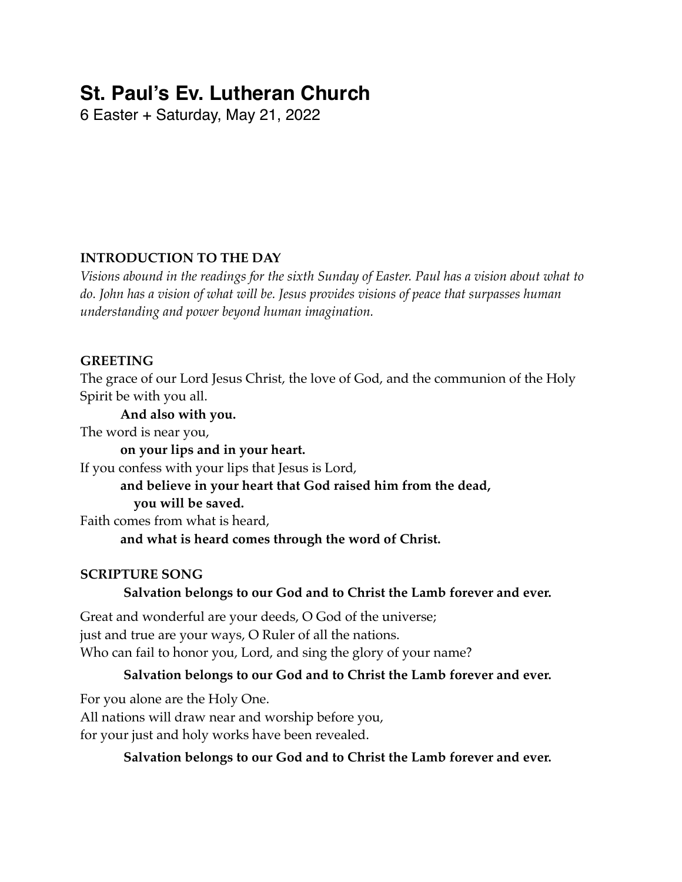# St. Paul's Ev. Lutheran Church

6 Easter + Saturday, May 21, 2022

**INTRODUCTION TO THE DAY**

*Visions abound in the readings for the sixth Sunday of Easter. Paul has a vision about what to do. John has a vision of what will be. Jesus provides visions of peace that surpasses human understanding and power beyond human imagination.*

**GREETING**

The grace of our Lord Jesus Christ, the love of God, and the communion of the Holy Spirit be with you all.

**And also with you.**

The word is near you,

**on your lips and in your heart.**

If you confess with your lips that Jesus is Lord,

**and believe in your heart that God raised him from the dead,**
**you will be saved.**

Faith comes from what is heard,

**and what is heard comes through the word of Christ.**

**SCRIPTURE SONG**

**Salvation belongs to our God and to Christ the Lamb forever and ever.**

Great and wonderful are your deeds, O God of the universe;
just and true are your ways, O Ruler of all the nations.
Who can fail to honor you, Lord, and sing the glory of your name?

**Salvation belongs to our God and to Christ the Lamb forever and ever.**

For you alone are the Holy One.
All nations will draw near and worship before you,
for your just and holy works have been revealed.

**Salvation belongs to our God and to Christ the Lamb forever and ever.**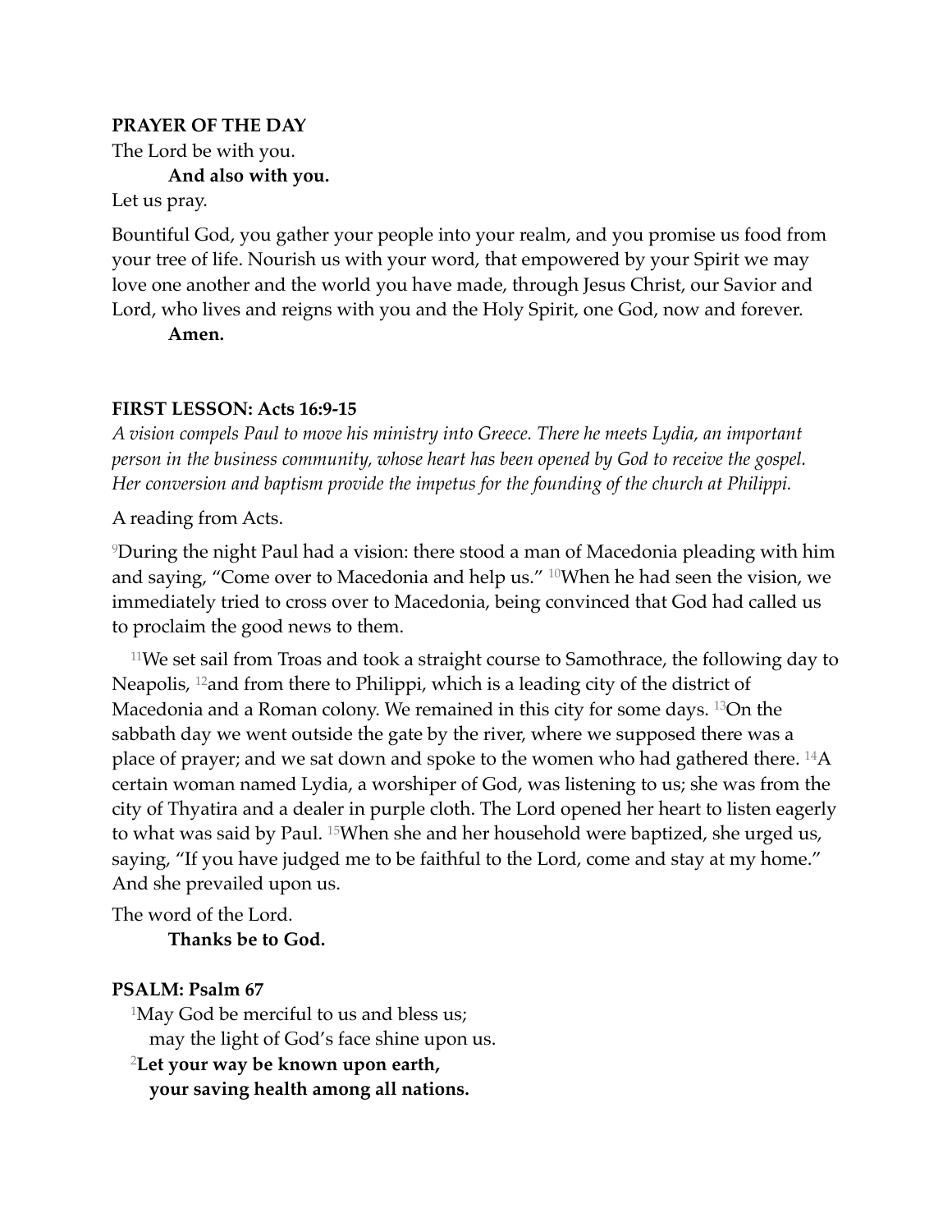**PRAYER OF THE DAY**

The Lord be with you.

**And also with you.**

Let us pray.

Bountiful God, you gather your people into your realm, and you promise us food from your tree of life. Nourish us with your word, that empowered by your Spirit we may love one another and the world you have made, through Jesus Christ, our Savior and Lord, who lives and reigns with you and the Holy Spirit, one God, now and forever.

**Amen.**

**FIRST LESSON: Acts 16:9-15**

*A vision compels Paul to move his ministry into Greece. There he meets Lydia, an important person in the business community, whose heart has been opened by God to receive the gospel. Her conversion and baptism provide the impetus for the founding of the church at Philippi.*

A reading from Acts.

[9]During the night Paul had a vision: there stood a man of Macedonia pleading with him and saying, "Come over to Macedonia and help us." [10]When he had seen the vision, we immediately tried to cross over to Macedonia, being convinced that God had called us to proclaim the good news to them.

[11]We set sail from Troas and took a straight course to Samothrace, the following day to Neapolis, [12]and from there to Philippi, which is a leading city of the district of Macedonia and a Roman colony. We remained in this city for some days. [13]On the sabbath day we went outside the gate by the river, where we supposed there was a place of prayer; and we sat down and spoke to the women who had gathered there. [14]A certain woman named Lydia, a worshiper of God, was listening to us; she was from the city of Thyatira and a dealer in purple cloth. The Lord opened her heart to listen eagerly to what was said by Paul. [15]When she and her household were baptized, she urged us, saying, "If you have judged me to be faithful to the Lord, come and stay at my home." And she prevailed upon us.

The word of the Lord.

**Thanks be to God.**

**PSALM: Psalm 67**

[1]May God be merciful to us and bless us;
may the light of God's face shine upon us.

**[2]Let your way be known upon earth,**
**your saving health among all nations.**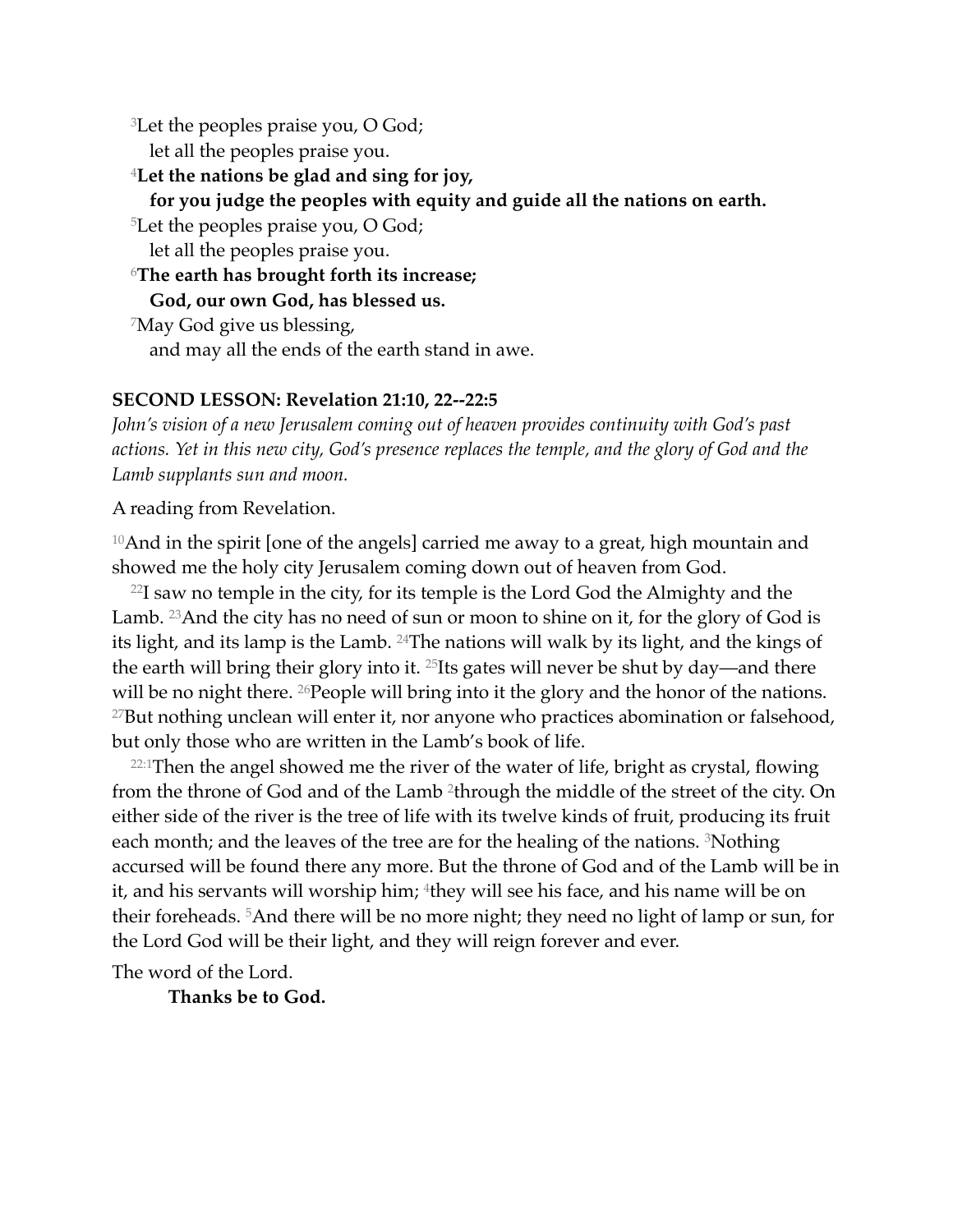[3]Let the peoples praise you, O God;
  let all the peoples praise you.
[4]**Let the nations be glad and sing for joy,**
  **for you judge the peoples with equity and guide all the nations on earth.**
[5]Let the peoples praise you, O God;
  let all the peoples praise you.
[6]**The earth has brought forth its increase;**
  **God, our own God, has blessed us.**
[7]May God give us blessing,
  and may all the ends of the earth stand in awe.

**SECOND LESSON: Revelation 21:10, 22--22:5**

*John's vision of a new Jerusalem coming out of heaven provides continuity with God's past actions. Yet in this new city, God's presence replaces the temple, and the glory of God and the Lamb supplants sun and moon.*

A reading from Revelation.

[10]And in the spirit [one of the angels] carried me away to a great, high mountain and showed me the holy city Jerusalem coming down out of heaven from God.

[22]I saw no temple in the city, for its temple is the Lord God the Almighty and the Lamb. [23]And the city has no need of sun or moon to shine on it, for the glory of God is its light, and its lamp is the Lamb. [24]The nations will walk by its light, and the kings of the earth will bring their glory into it. [25]Its gates will never be shut by day—and there will be no night there. [26]People will bring into it the glory and the honor of the nations. [27]But nothing unclean will enter it, nor anyone who practices abomination or falsehood, but only those who are written in the Lamb's book of life.

[22:1]Then the angel showed me the river of the water of life, bright as crystal, flowing from the throne of God and of the Lamb [2]through the middle of the street of the city. On either side of the river is the tree of life with its twelve kinds of fruit, producing its fruit each month; and the leaves of the tree are for the healing of the nations. [3]Nothing accursed will be found there any more. But the throne of God and of the Lamb will be in it, and his servants will worship him; [4]they will see his face, and his name will be on their foreheads. [5]And there will be no more night; they need no light of lamp or sun, for the Lord God will be their light, and they will reign forever and ever.

The word of the Lord.
  **Thanks be to God.**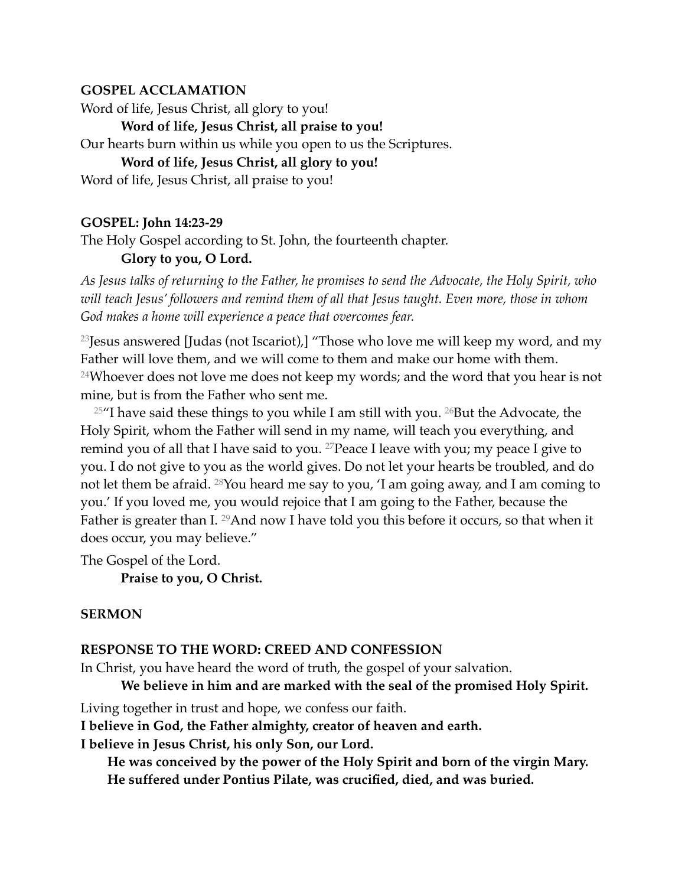**GOSPEL ACCLAMATION**

Word of life, Jesus Christ, all glory to you!

**Word of life, Jesus Christ, all praise to you!**

Our hearts burn within us while you open to us the Scriptures.

**Word of life, Jesus Christ, all glory to you!**

Word of life, Jesus Christ, all praise to you!

**GOSPEL: John 14:23-29**

The Holy Gospel according to St. John, the fourteenth chapter.

**Glory to you, O Lord.**

*As Jesus talks of returning to the Father, he promises to send the Advocate, the Holy Spirit, who will teach Jesus' followers and remind them of all that Jesus taught. Even more, those in whom God makes a home will experience a peace that overcomes fear.*

[23]Jesus answered [Judas (not Iscariot),] "Those who love me will keep my word, and my Father will love them, and we will come to them and make our home with them. [24]Whoever does not love me does not keep my words; and the word that you hear is not mine, but is from the Father who sent me.

[25]"I have said these things to you while I am still with you. [26]But the Advocate, the Holy Spirit, whom the Father will send in my name, will teach you everything, and remind you of all that I have said to you. [27]Peace I leave with you; my peace I give to you. I do not give to you as the world gives. Do not let your hearts be troubled, and do not let them be afraid. [28]You heard me say to you, 'I am going away, and I am coming to you.' If you loved me, you would rejoice that I am going to the Father, because the Father is greater than I. [29]And now I have told you this before it occurs, so that when it does occur, you may believe."

The Gospel of the Lord.

**Praise to you, O Christ.**

**SERMON**

**RESPONSE TO THE WORD: CREED AND CONFESSION**

In Christ, you have heard the word of truth, the gospel of your salvation.

**We believe in him and are marked with the seal of the promised Holy Spirit.**

Living together in trust and hope, we confess our faith.

**I believe in God, the Father almighty, creator of heaven and earth.**

**I believe in Jesus Christ, his only Son, our Lord.**

**He was conceived by the power of the Holy Spirit and born of the virgin Mary.**

**He suffered under Pontius Pilate, was crucified, died, and was buried.**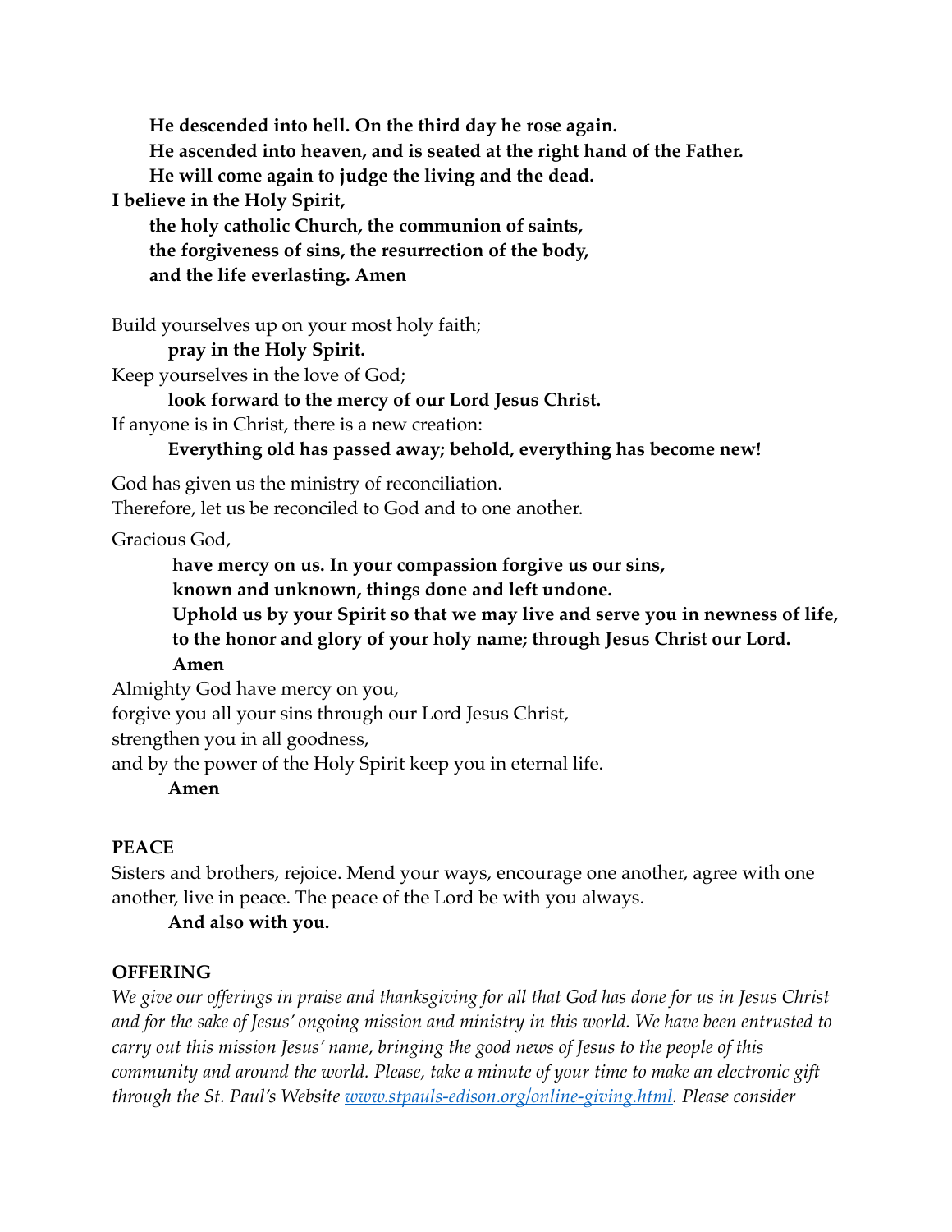**He descended into hell. On the third day he rose again.**
**He ascended into heaven, and is seated at the right hand of the Father.**
**He will come again to judge the living and the dead.**
**I believe in the Holy Spirit,**
**the holy catholic Church, the communion of saints,**
**the forgiveness of sins, the resurrection of the body,**
**and the life everlasting. Amen**

Build yourselves up on your most holy faith;
**pray in the Holy Spirit.**
Keep yourselves in the love of God;
**look forward to the mercy of our Lord Jesus Christ.**
If anyone is in Christ, there is a new creation:
**Everything old has passed away; behold, everything has become new!**

God has given us the ministry of reconciliation.
Therefore, let us be reconciled to God and to one another.

Gracious God,
**have mercy on us. In your compassion forgive us our sins,**
**known and unknown, things done and left undone.**
**Uphold us by your Spirit so that we may live and serve you in newness of life,**
**to the honor and glory of your holy name; through Jesus Christ our Lord.**
**Amen**

Almighty God have mercy on you,
forgive you all your sins through our Lord Jesus Christ,
strengthen you in all goodness,
and by the power of the Holy Spirit keep you in eternal life.
**Amen**

**PEACE**

Sisters and brothers, rejoice. Mend your ways, encourage one another, agree with one another, live in peace. The peace of the Lord be with you always.
**And also with you.**

**OFFERING**

*We give our offerings in praise and thanksgiving for all that God has done for us in Jesus Christ and for the sake of Jesus' ongoing mission and ministry in this world. We have been entrusted to carry out this mission Jesus' name, bringing the good news of Jesus to the people of this community and around the world. Please, take a minute of your time to make an electronic gift through the St. Paul's Website [www.stpauls-edison.org/online-giving.html](http://www.stpauls-edison.org/online-giving.html). Please consider*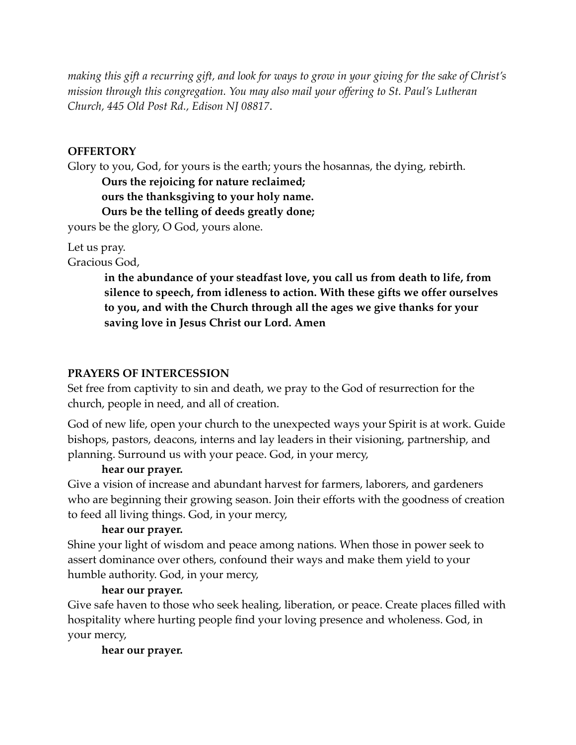*making this gift a recurring gift, and look for ways to grow in your giving for the sake of Christ's mission through this congregation. You may also mail your offering to St. Paul's Lutheran Church, 445 Old Post Rd., Edison NJ 08817*.

**OFFERTORY**

Glory to you, God, for yours is the earth; yours the hosannas, the dying, rebirth.

> **Ours the rejoicing for nature reclaimed;**
> **ours the thanksgiving to your holy name.**
> **Ours be the telling of deeds greatly done;**

yours be the glory, O God, yours alone.

Let us pray.

Gracious God,

> **in the abundance of your steadfast love, you call us from death to life, from silence to speech, from idleness to action. With these gifts we offer ourselves to you, and with the Church through all the ages we give thanks for your saving love in Jesus Christ our Lord. Amen**

**PRAYERS OF INTERCESSION**

Set free from captivity to sin and death, we pray to the God of resurrection for the church, people in need, and all of creation.

God of new life, open your church to the unexpected ways your Spirit is at work. Guide bishops, pastors, deacons, interns and lay leaders in their visioning, partnership, and planning. Surround us with your peace. God, in your mercy,

> **hear our prayer.**

Give a vision of increase and abundant harvest for farmers, laborers, and gardeners who are beginning their growing season. Join their efforts with the goodness of creation to feed all living things. God, in your mercy,

> **hear our prayer.**

Shine your light of wisdom and peace among nations. When those in power seek to assert dominance over others, confound their ways and make them yield to your humble authority. God, in your mercy,

> **hear our prayer.**

Give safe haven to those who seek healing, liberation, or peace. Create places filled with hospitality where hurting people find your loving presence and wholeness. God, in your mercy,

> **hear our prayer.**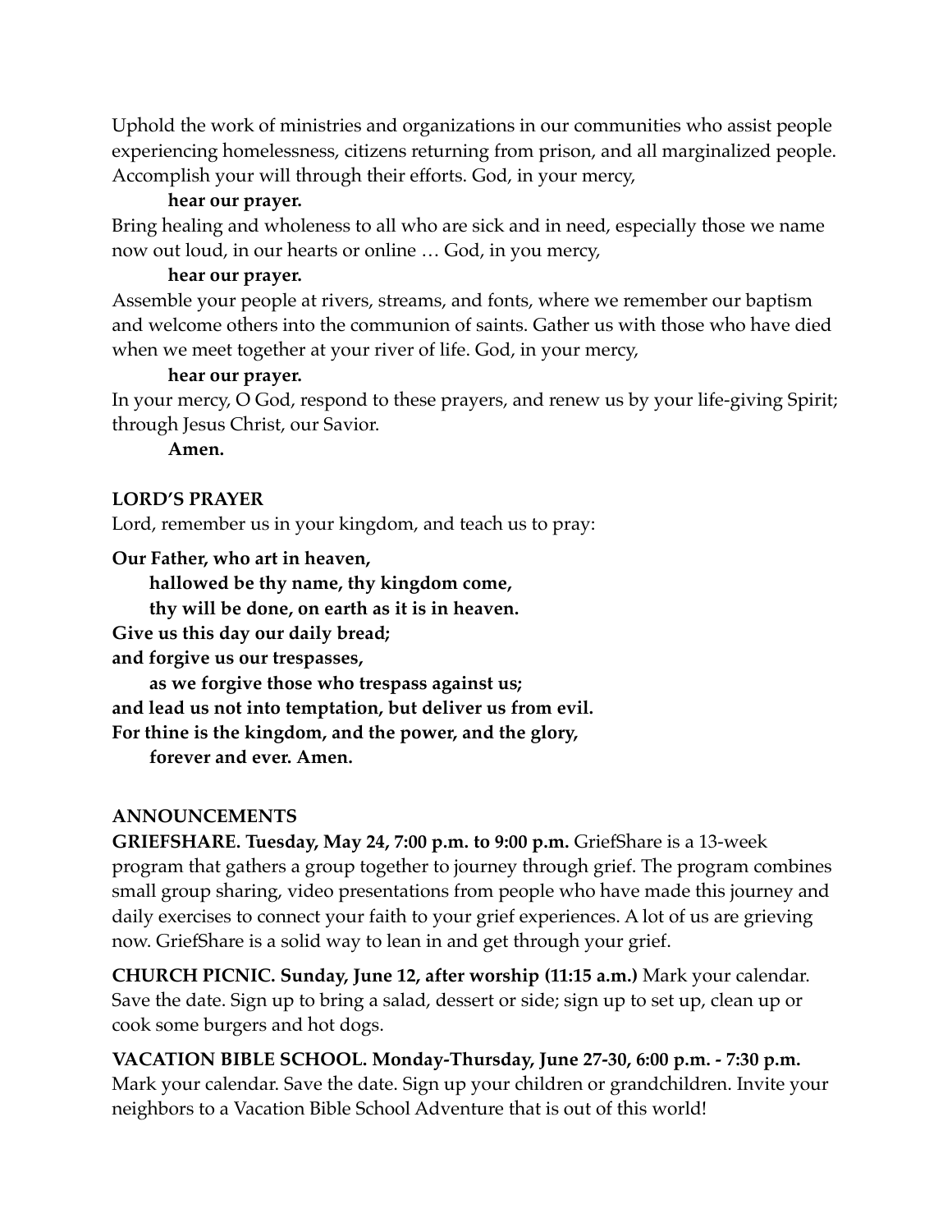Uphold the work of ministries and organizations in our communities who assist people experiencing homelessness, citizens returning from prison, and all marginalized people. Accomplish your will through their efforts. God, in your mercy,

**hear our prayer.**

Bring healing and wholeness to all who are sick and in need, especially those we name now out loud, in our hearts or online … God, in you mercy,

**hear our prayer.**

Assemble your people at rivers, streams, and fonts, where we remember our baptism and welcome others into the communion of saints. Gather us with those who have died when we meet together at your river of life. God, in your mercy,

**hear our prayer.**

In your mercy, O God, respond to these prayers, and renew us by your life-giving Spirit; through Jesus Christ, our Savior.

**Amen.**

**LORD'S PRAYER**

Lord, remember us in your kingdom, and teach us to pray:

**Our Father, who art in heaven,**
**hallowed be thy name, thy kingdom come,**
**thy will be done, on earth as it is in heaven.**
**Give us this day our daily bread;**
**and forgive us our trespasses,**
**as we forgive those who trespass against us;**
**and lead us not into temptation, but deliver us from evil.**
**For thine is the kingdom, and the power, and the glory,**
**forever and ever. Amen.**

**ANNOUNCEMENTS**

**GRIEFSHARE. Tuesday, May 24, 7:00 p.m. to 9:00 p.m.** GriefShare is a 13-week program that gathers a group together to journey through grief. The program combines small group sharing, video presentations from people who have made this journey and daily exercises to connect your faith to your grief experiences. A lot of us are grieving now. GriefShare is a solid way to lean in and get through your grief.

**CHURCH PICNIC. Sunday, June 12, after worship (11:15 a.m.)** Mark your calendar. Save the date. Sign up to bring a salad, dessert or side; sign up to set up, clean up or cook some burgers and hot dogs.

**VACATION BIBLE SCHOOL. Monday-Thursday, June 27-30, 6:00 p.m. - 7:30 p.m.** Mark your calendar. Save the date. Sign up your children or grandchildren. Invite your neighbors to a Vacation Bible School Adventure that is out of this world!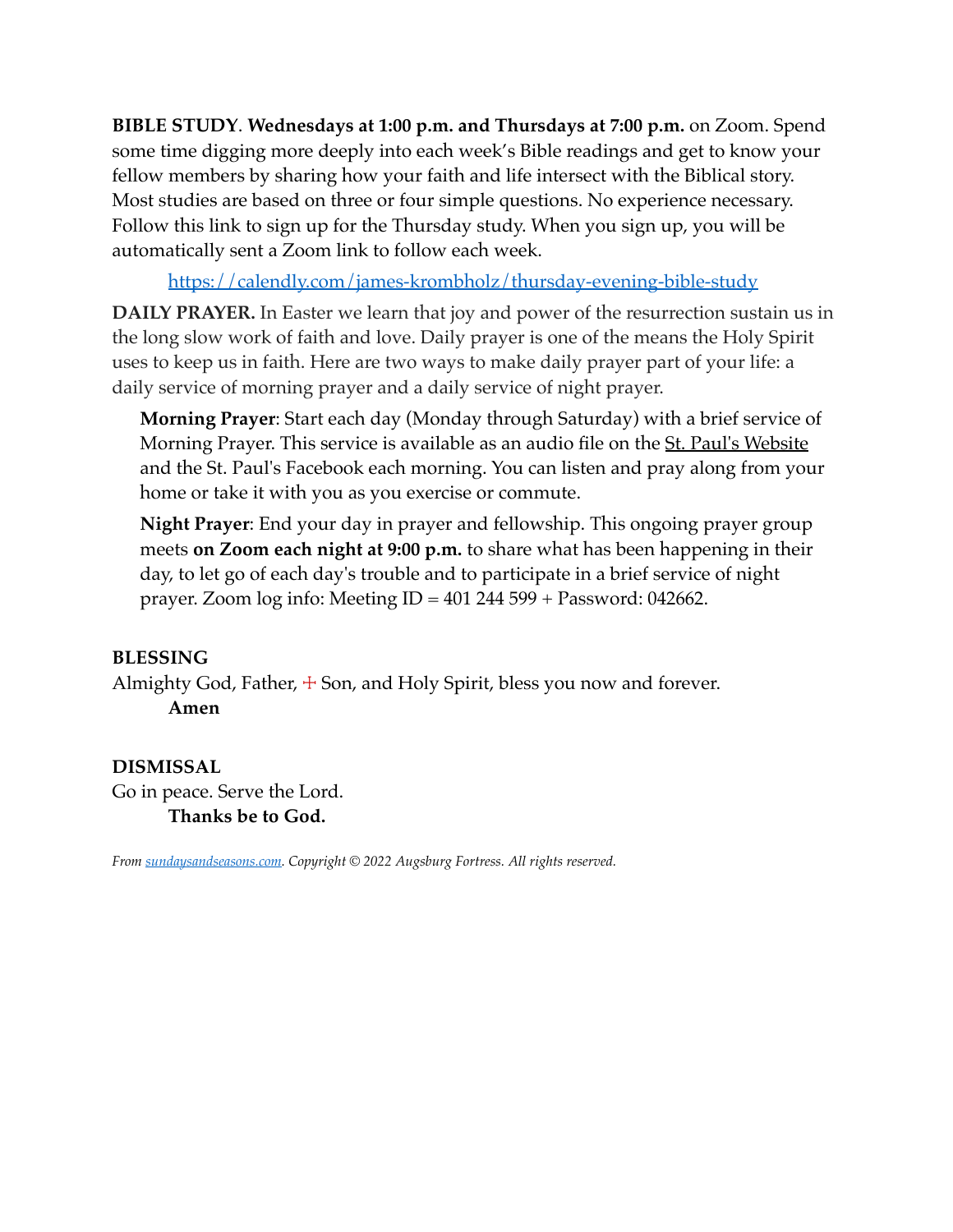**BIBLE STUDY**. **Wednesdays at 1:00 p.m. and Thursdays at 7:00 p.m.** on Zoom. Spend some time digging more deeply into each week's Bible readings and get to know your fellow members by sharing how your faith and life intersect with the Biblical story. Most studies are based on three or four simple questions. No experience necessary. Follow this link to sign up for the Thursday study. When you sign up, you will be automatically sent a Zoom link to follow each week.

https://calendly.com/james-krombholz/thursday-evening-bible-study

**DAILY PRAYER.** In Easter we learn that joy and power of the resurrection sustain us in the long slow work of faith and love. Daily prayer is one of the means the Holy Spirit uses to keep us in faith. Here are two ways to make daily prayer part of your life: a daily service of morning prayer and a daily service of night prayer.

**Morning Prayer**: Start each day (Monday through Saturday) with a brief service of Morning Prayer. This service is available as an audio file on the St. Paul's Website and the St. Paul's Facebook each morning. You can listen and pray along from your home or take it with you as you exercise or commute.

**Night Prayer**: End your day in prayer and fellowship. This ongoing prayer group meets **on Zoom each night at 9:00 p.m.** to share what has been happening in their day, to let go of each day's trouble and to participate in a brief service of night prayer. Zoom log info: Meeting ID = 401 244 599 + Password: 042662.

**BLESSING**

Almighty God, Father, ☩ Son, and Holy Spirit, bless you now and forever.

**Amen**

**DISMISSAL**

Go in peace. Serve the Lord.

**Thanks be to God.**

*From sundaysandseasons.com. Copyright © 2022 Augsburg Fortress. All rights reserved.*